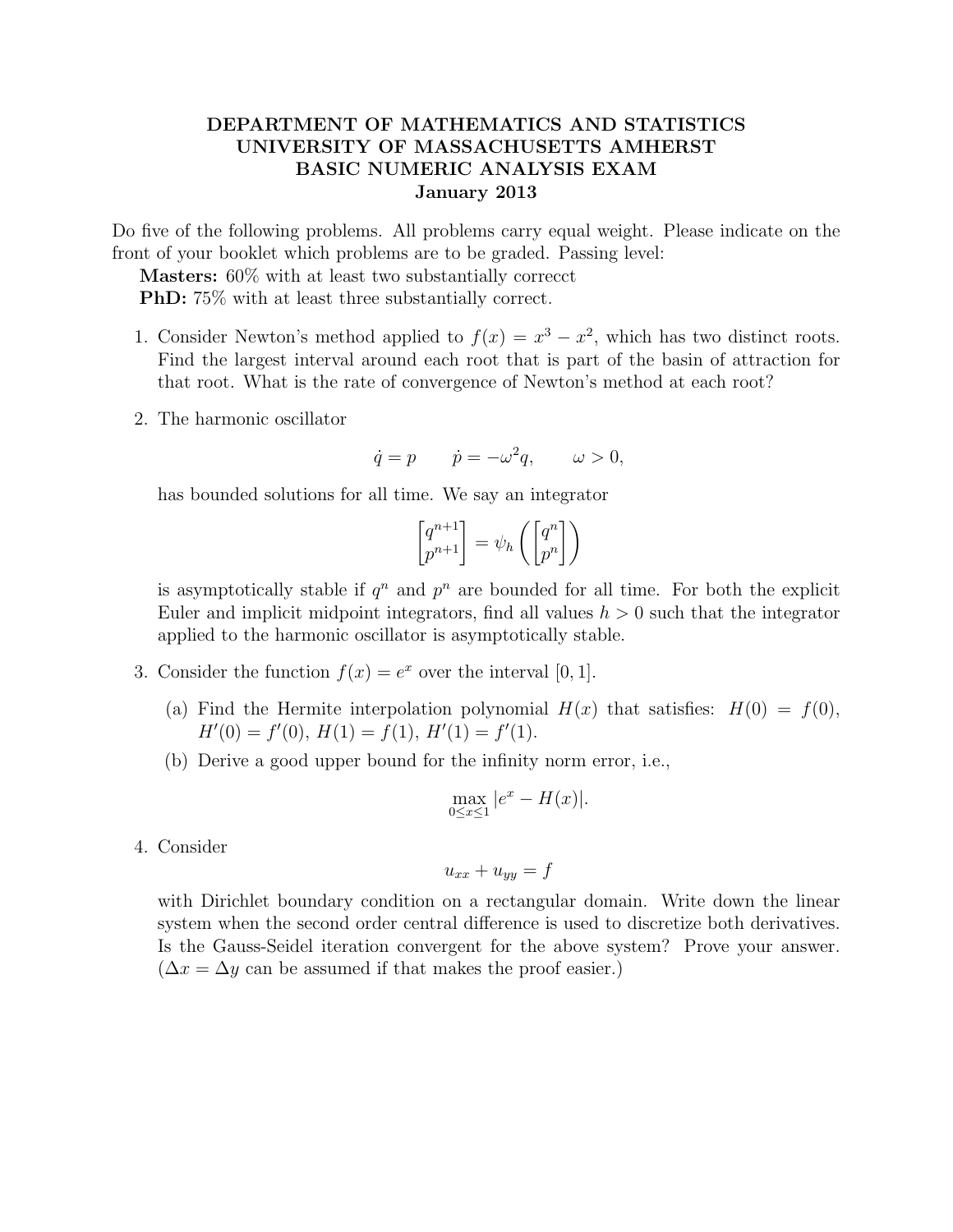# DEPARTMENT OF MATHEMATICS AND STATISTICS
# UNIVERSITY OF MASSACHUSETTS AMHERST
# BASIC NUMERIC ANALYSIS EXAM
## January 2013

Do five of the following problems. All problems carry equal weight. Please indicate on the front of your booklet which problems are to be graded. Passing level:

**Masters:** 60% with at least two substantially correcct
**PhD:** 75% with at least three substantially correct.

1. Consider Newton's method applied to $f(x) = x^3 - x^2$, which has two distinct roots. Find the largest interval around each root that is part of the basin of attraction for that root. What is the rate of convergence of Newton's method at each root?

2. The harmonic oscillator
$$\dot{q} = p \qquad \dot{p} = -\omega^2 q, \qquad \omega > 0,$$
has bounded solutions for all time. We say an integrator
$$\begin{bmatrix} q^{n+1} \\ p^{n+1} \end{bmatrix} = \psi_h \left( \begin{bmatrix} q^n \\ p^n \end{bmatrix} \right)$$
is asymptotically stable if $q^n$ and $p^n$ are bounded for all time. For both the explicit Euler and implicit midpoint integrators, find all values $h > 0$ such that the integrator applied to the harmonic oscillator is asymptotically stable.

3. Consider the function $f(x) = e^x$ over the interval $[0, 1]$.
   (a) Find the Hermite interpolation polynomial $H(x)$ that satisfies: $H(0) = f(0)$, $H'(0) = f'(0)$, $H(1) = f(1)$, $H'(1) = f'(1)$.
   (b) Derive a good upper bound for the infinity norm error, i.e.,
$$\max_{0 \le x \le 1} |e^x - H(x)|.$$

4. Consider
$$u_{xx} + u_{yy} = f$$
with Dirichlet boundary condition on a rectangular domain. Write down the linear system when the second order central difference is used to discretize both derivatives. Is the Gauss-Seidel iteration convergent for the above system? Prove your answer. ($\Delta x = \Delta y$ can be assumed if that makes the proof easier.)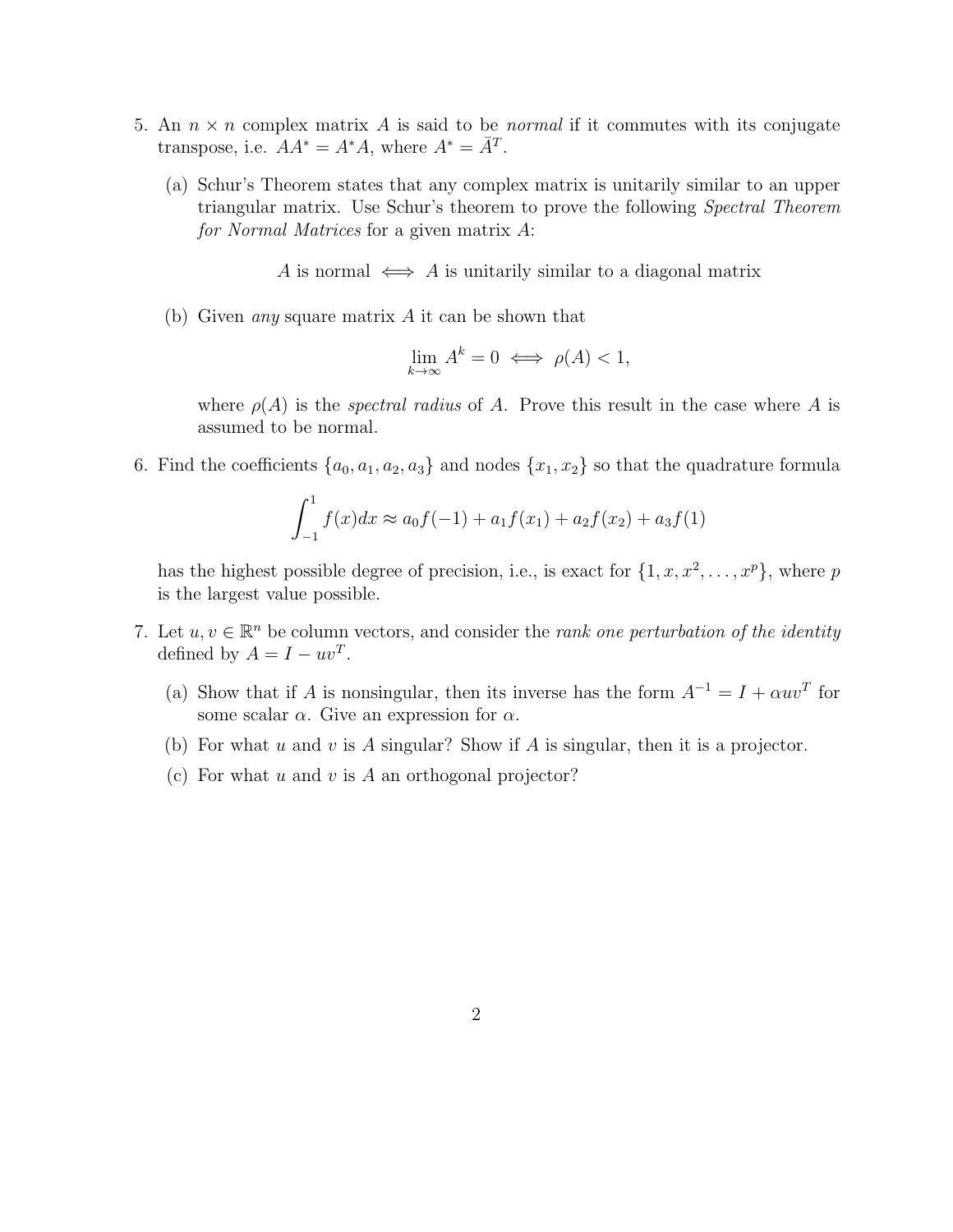5. An $n \times n$ complex matrix $A$ is said to be *normal* if it commutes with its conjugate transpose, i.e. $AA^* = A^*A$, where $A^* = \bar{A}^T$.

   (a) Schur's Theorem states that any complex matrix is unitarily similar to an upper triangular matrix. Use Schur's theorem to prove the following *Spectral Theorem for Normal Matrices* for a given matrix $A$:

   $$A \text{ is normal} \iff A \text{ is unitarily similar to a diagonal matrix}$$

   (b) Given *any* square matrix $A$ it can be shown that

   $$\lim_{k \to \infty} A^k = 0 \iff \rho(A) < 1,$$

   where $\rho(A)$ is the *spectral radius* of $A$. Prove this result in the case where $A$ is assumed to be normal.

6. Find the coefficients $\{a_0, a_1, a_2, a_3\}$ and nodes $\{x_1, x_2\}$ so that the quadrature formula

   $$\int_{-1}^{1} f(x)dx \approx a_0 f(-1) + a_1 f(x_1) + a_2 f(x_2) + a_3 f(1)$$

   has the highest possible degree of precision, i.e., is exact for $\{1, x, x^2, \ldots, x^p\}$, where $p$ is the largest value possible.

7. Let $u, v \in \mathbb{R}^n$ be column vectors, and consider the *rank one perturbation of the identity* defined by $A = I - uv^T$.

   (a) Show that if $A$ is nonsingular, then its inverse has the form $A^{-1} = I + \alpha uv^T$ for some scalar $\alpha$. Give an expression for $\alpha$.

   (b) For what $u$ and $v$ is $A$ singular? Show if $A$ is singular, then it is a projector.

   (c) For what $u$ and $v$ is $A$ an orthogonal projector?